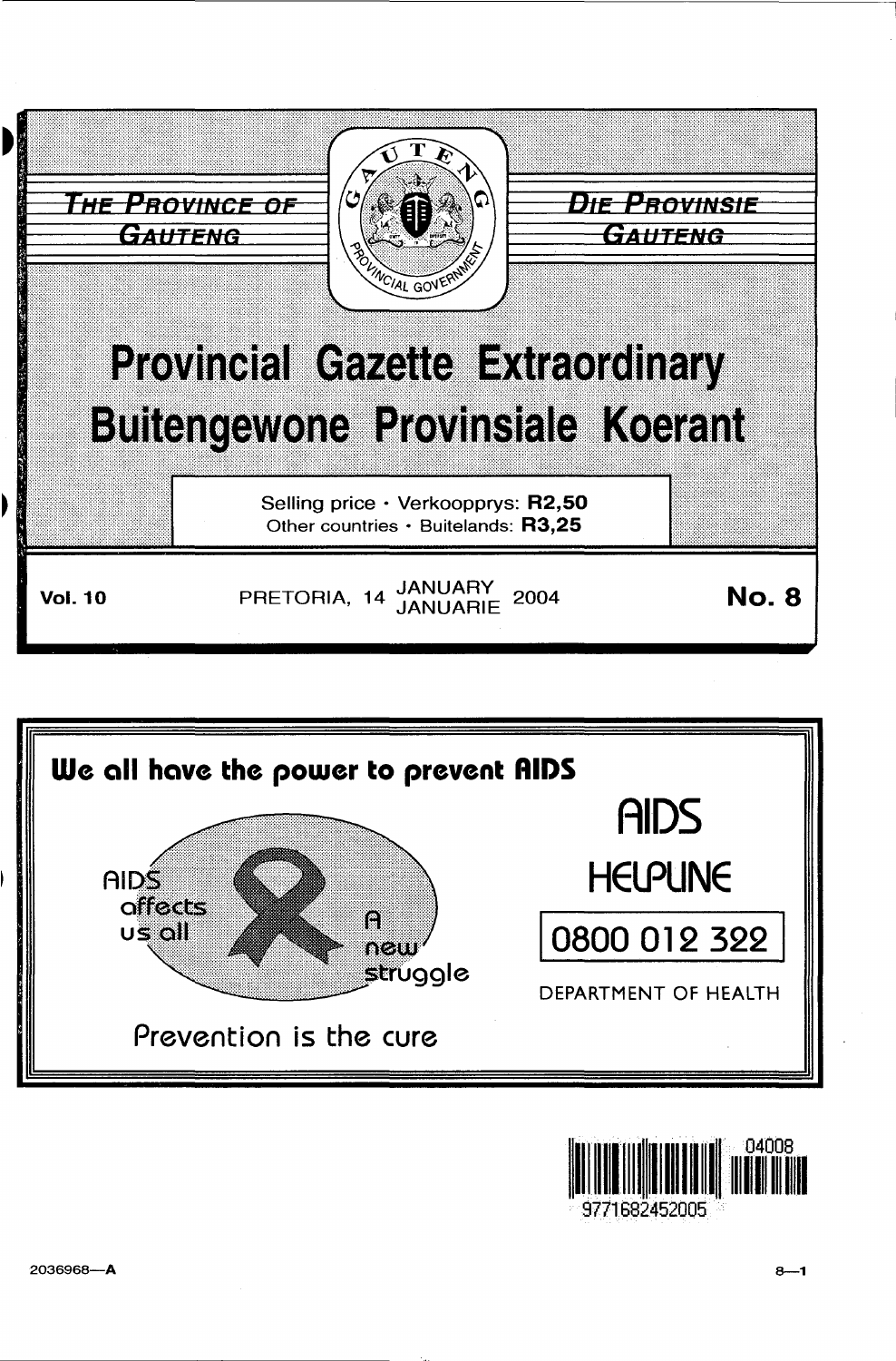THE PROVINCE OF GAUTENG

DIE PROVINSIE GAUTENG

# Provincial Gazette Extraordinary

# Buitengewone Provinsiale Koerant

Selling price · Verkoopprys: **R2,50**
Other countries · Buitelands: **R3,25**

**Vol. 10** PRETORIA, 14 JANUARY JANUARIE 2004 **No. 8**

**We all have the power to prevent AIDS**

AIDS affects us all

A new struggle

Prevention is the cure

AIDS HELPLINE

0800 012 322

DEPARTMENT OF HEALTH

2036968—A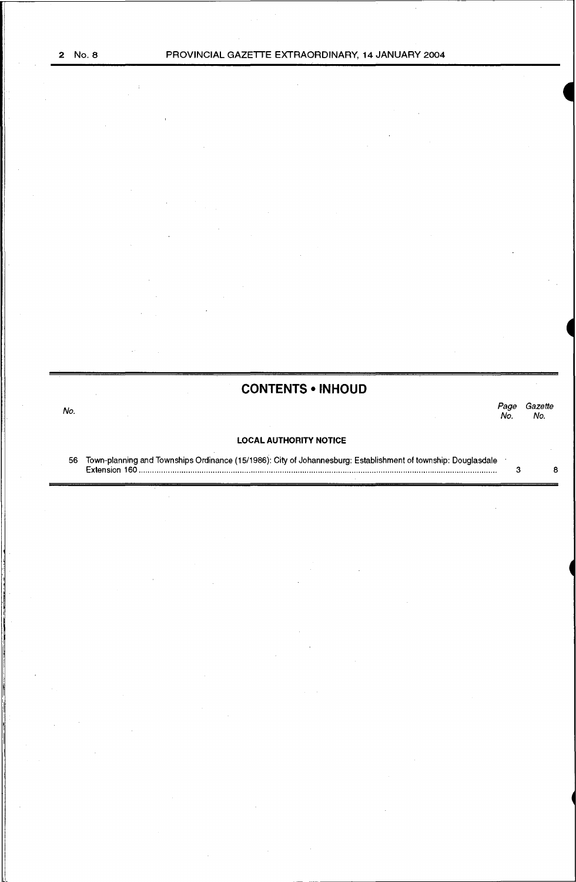## CONTENTS • INHOUD

| No. | | Page No. | Gazette No. |
| --- | --- | --- | --- |
| | **LOCAL AUTHORITY NOTICE** | | |
| 56 | Town-planning and Townships Ordinance (15/1986): City of Johannesburg: Establishment of township: Douglasdale Extension 160 | 3 | 8 |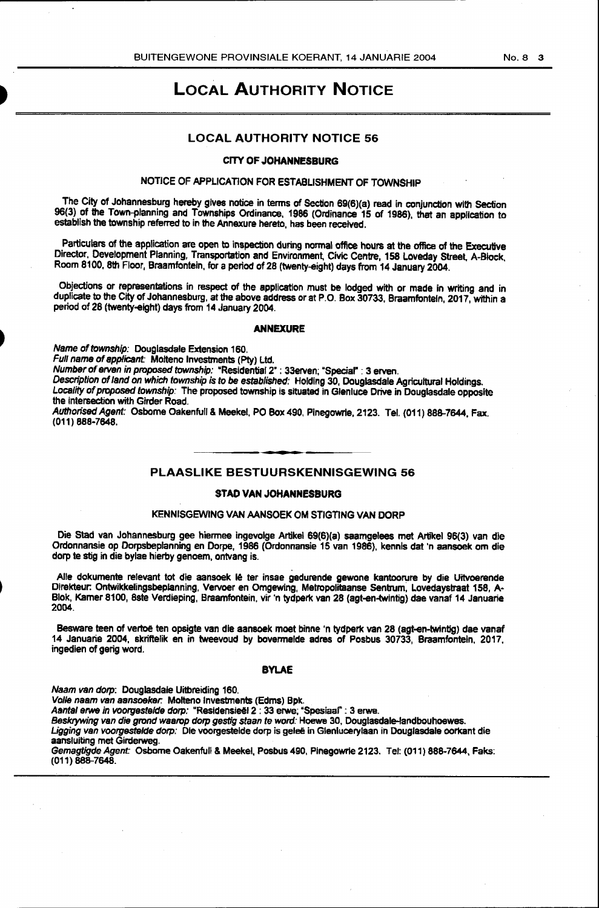# LOCAL AUTHORITY NOTICE

## LOCAL AUTHORITY NOTICE 56

### CITY OF JOHANNESBURG

#### NOTICE OF APPLICATION FOR ESTABLISHMENT OF TOWNSHIP

The City of Johannesburg hereby gives notice in terms of Section 69(6)(a) read in conjunction with Section 96(3) of the Town-planning and Townships Ordinance, 1986 (Ordinance 15 of 1986), that an application to establish the township referred to in the Annexure hereto, has been received.

Particulars of the application are open to inspection during normal office hours at the office of the Executive Director, Development Planning, Transportation and Environment, Civic Centre, 158 Loveday Street, A-Block, Room 8100, 8th Floor, Braamfontein, for a period of 28 (twenty-eight) days from 14 January 2004.

Objections or representations in respect of the application must be lodged with or made in writing and in duplicate to the City of Johannesburg, at the above address or at P.O. Box 30733, Braamfontein, 2017, within a period of 28 (twenty-eight) days from 14 January 2004.

**ANNEXURE**

*Name of township:* Douglasdale Extension 160.

*Full name of applicant:* Molteno Investments (Pty) Ltd.

*Number of erven in proposed township:* "Residential 2" : 33erven; "Special" : 3 erven.

*Description of land on which township is to be established:* Holding 30, Douglasdale Agricultural Holdings.

*Locality of proposed township:* The proposed township is situated in Glenluce Drive in Douglasdale opposite the intersection with Girder Road.

*Authorised Agent:* Osborne Oakenfull & Meekel, PO Box 490, Pinegowrie, 2123. Tel. (011) 888-7644, Fax. (011) 888-7648.

---

## PLAASLIKE BESTUURSKENNISGEWING 56

### STAD VAN JOHANNESBURG

#### KENNISGEWING VAN AANSOEK OM STIGTING VAN DORP

Die Stad van Johannesburg gee hiermee ingevolge Artikel 69(6)(a) saamgelees met Artikel 96(3) van die Ordonnansie op Dorpsbeplanning en Dorpe, 1986 (Ordonnansie 15 van 1986), kennis dat 'n aansoek om die dorp te stig in die bylae hierby genoem, ontvang is.

Alle dokumente relevant tot die aansoek lê ter insae gedurende gewone kantoorure by die Uitvoerende Direkteur: Ontwikkelingsbeplanning, Vervoer en Omgewing, Metropolitaanse Sentrum, Lovedaystraat 158, A-Blok, Kamer 8100, 8ste Verdieping, Braamfontein, vir 'n tydperk van 28 (agt-en-twintig) dae vanaf 14 Januarie 2004.

Besware teen of vertoë ten opsigte van die aansoek moet binne 'n tydperk van 28 (agt-en-twintig) dae vanaf 14 Januarie 2004, skriftelik en in tweevoud by bovermelde adres of Posbus 30733, Braamfontein, 2017, ingedien of gerig word.

**BYLAE**

*Naam van dorp:* Douglasdale Uitbreiding 160.

*Volle naam van aansoeker:* Molteno Investments (Edms) Bpk.

*Aantal erwe in voorgestelde dorp:* "Residensieël 2 : 33 erwe; "Spesiaal" : 3 erwe.

*Beskrywing van die grond waarop dorp gestig staan te word:* Hoewe 30, Douglasdale-landbouhoewes.

*Ligging van voorgestelde dorp:* Die voorgestelde dorp is geleë in Glenlucerylaan in Douglasdale oorkant die aansluiting met Girderweg.

*Gemagtigde Agent:* Osborne Oakenfull & Meekel, Posbus 490, Pinegowrie 2123. Tel: (011) 888-7644, Faks: (011) 888-7648.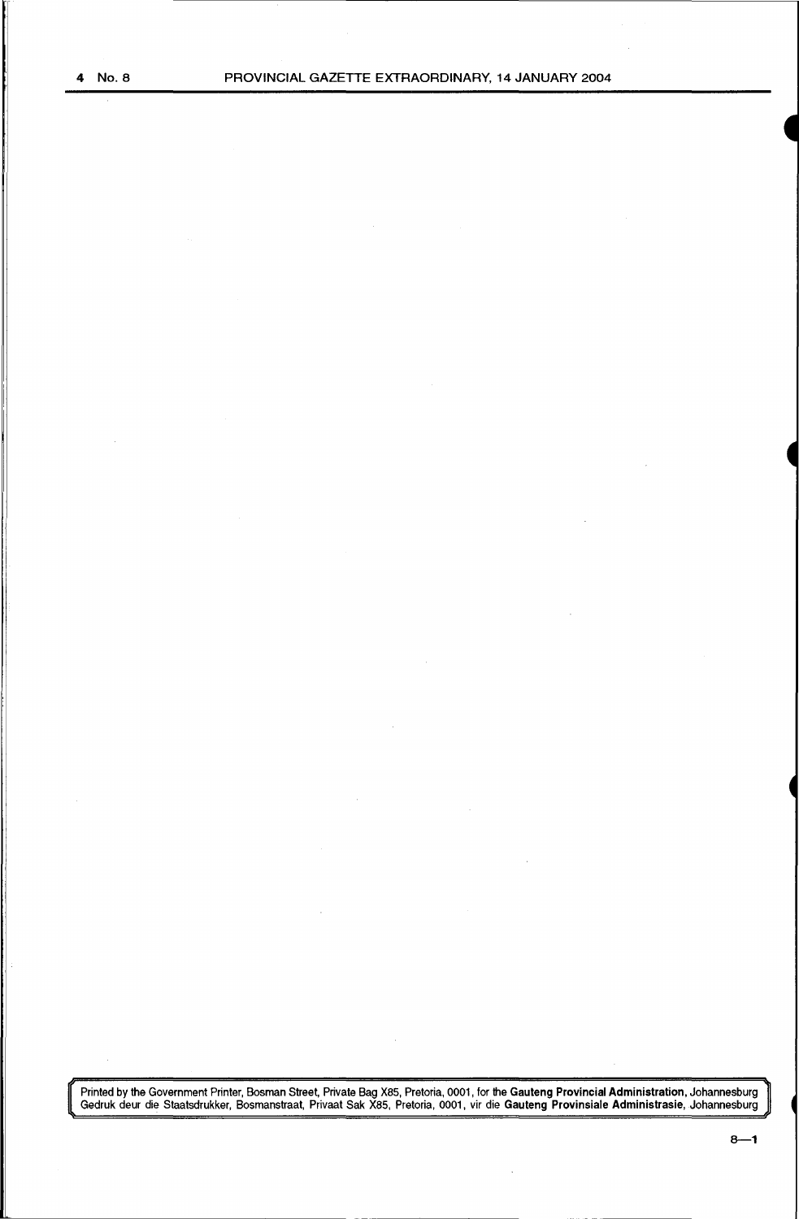Printed by the Government Printer, Bosman Street, Private Bag X85, Pretoria, 0001, for the **Gauteng Provincial Administration**, Johannesburg
Gedruk deur die Staatsdrukker, Bosmanstraat, Privaat Sak X85, Pretoria, 0001, vir die **Gauteng Provinsiale Administrasie**, Johannesburg

8—1